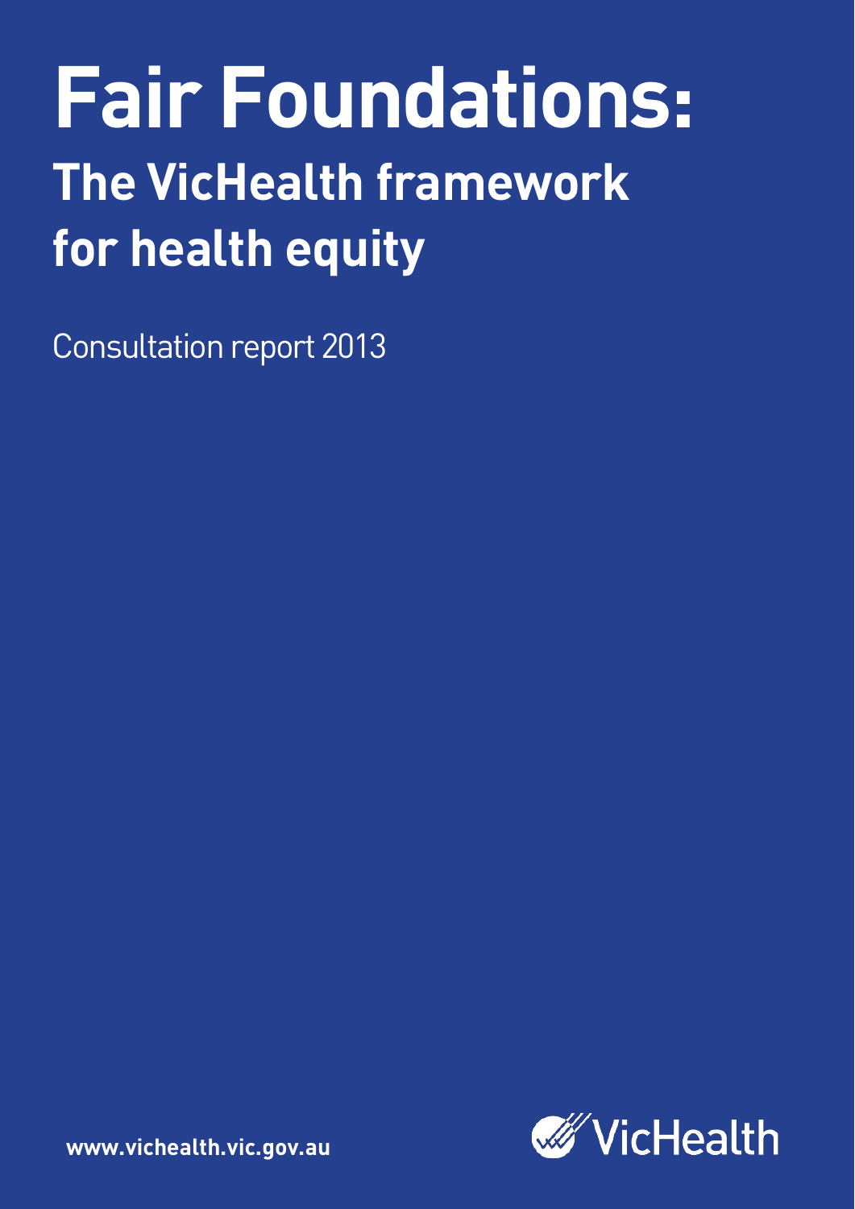# Fair Foundations:

## The VicHealth framework for health equity

Consultation report 2013

**www.vichealth.vic.gov.au**

VicHealth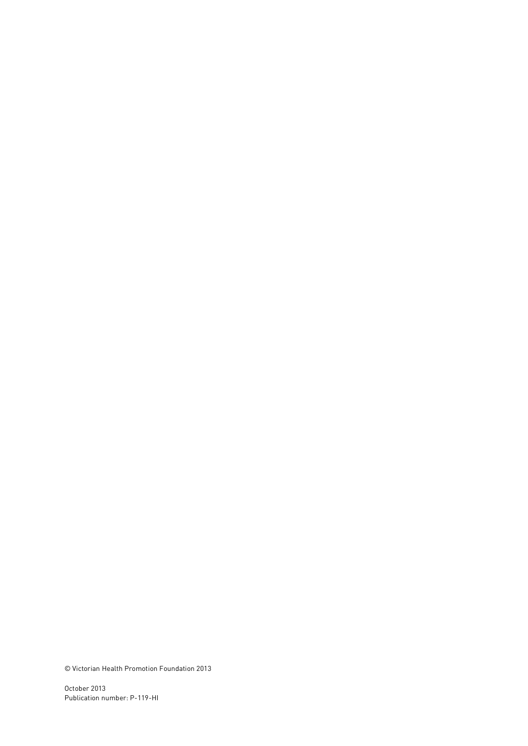© Victorian Health Promotion Foundation 2013

October 2013
Publication number: P-119-HI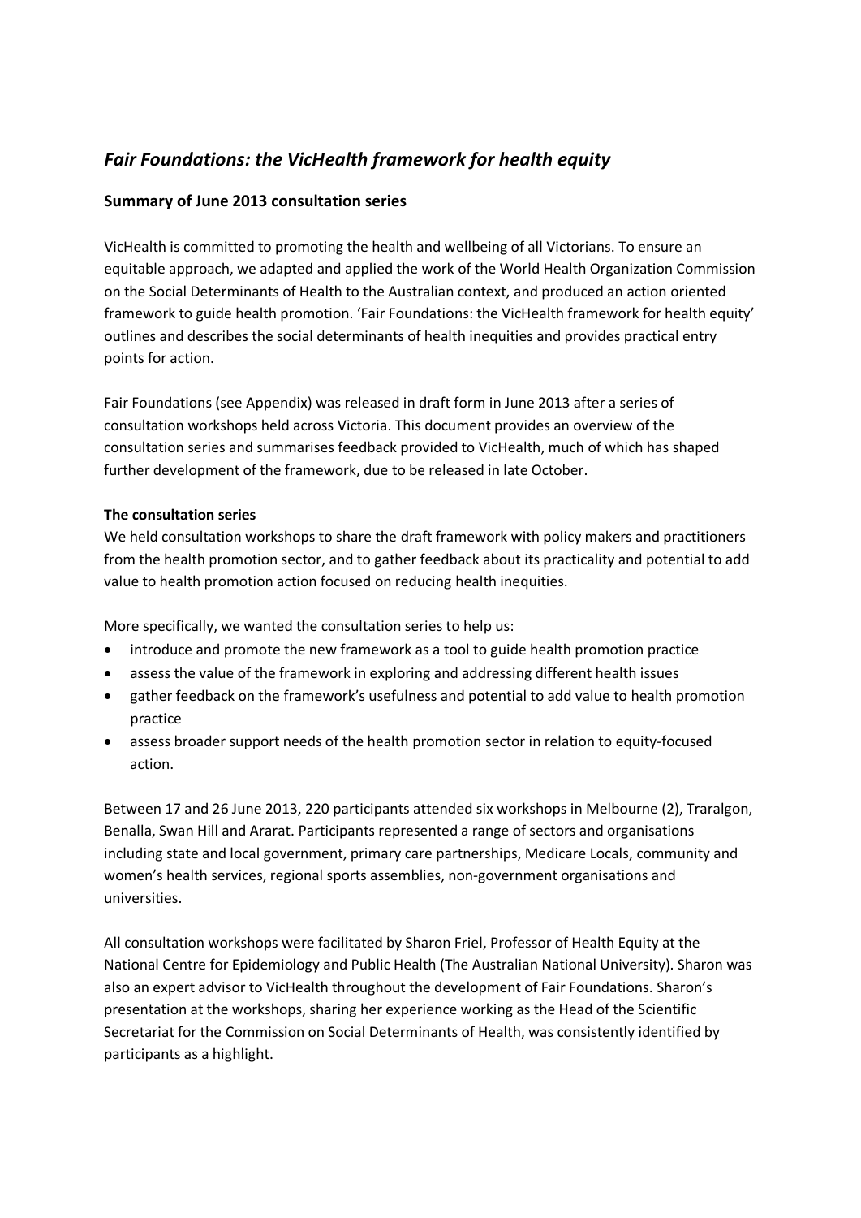## *Fair Foundations: the VicHealth framework for health equity*

### Summary of June 2013 consultation series

VicHealth is committed to promoting the health and wellbeing of all Victorians. To ensure an equitable approach, we adapted and applied the work of the World Health Organization Commission on the Social Determinants of Health to the Australian context, and produced an action oriented framework to guide health promotion. 'Fair Foundations: the VicHealth framework for health equity' outlines and describes the social determinants of health inequities and provides practical entry points for action.

Fair Foundations (see Appendix) was released in draft form in June 2013 after a series of consultation workshops held across Victoria. This document provides an overview of the consultation series and summarises feedback provided to VicHealth, much of which has shaped further development of the framework, due to be released in late October.

**The consultation series**

We held consultation workshops to share the draft framework with policy makers and practitioners from the health promotion sector, and to gather feedback about its practicality and potential to add value to health promotion action focused on reducing health inequities.

More specifically, we wanted the consultation series to help us:

- introduce and promote the new framework as a tool to guide health promotion practice
- assess the value of the framework in exploring and addressing different health issues
- gather feedback on the framework's usefulness and potential to add value to health promotion practice
- assess broader support needs of the health promotion sector in relation to equity-focused action.

Between 17 and 26 June 2013, 220 participants attended six workshops in Melbourne (2), Traralgon, Benalla, Swan Hill and Ararat. Participants represented a range of sectors and organisations including state and local government, primary care partnerships, Medicare Locals, community and women's health services, regional sports assemblies, non-government organisations and universities.

All consultation workshops were facilitated by Sharon Friel, Professor of Health Equity at the National Centre for Epidemiology and Public Health (The Australian National University). Sharon was also an expert advisor to VicHealth throughout the development of Fair Foundations. Sharon's presentation at the workshops, sharing her experience working as the Head of the Scientific Secretariat for the Commission on Social Determinants of Health, was consistently identified by participants as a highlight.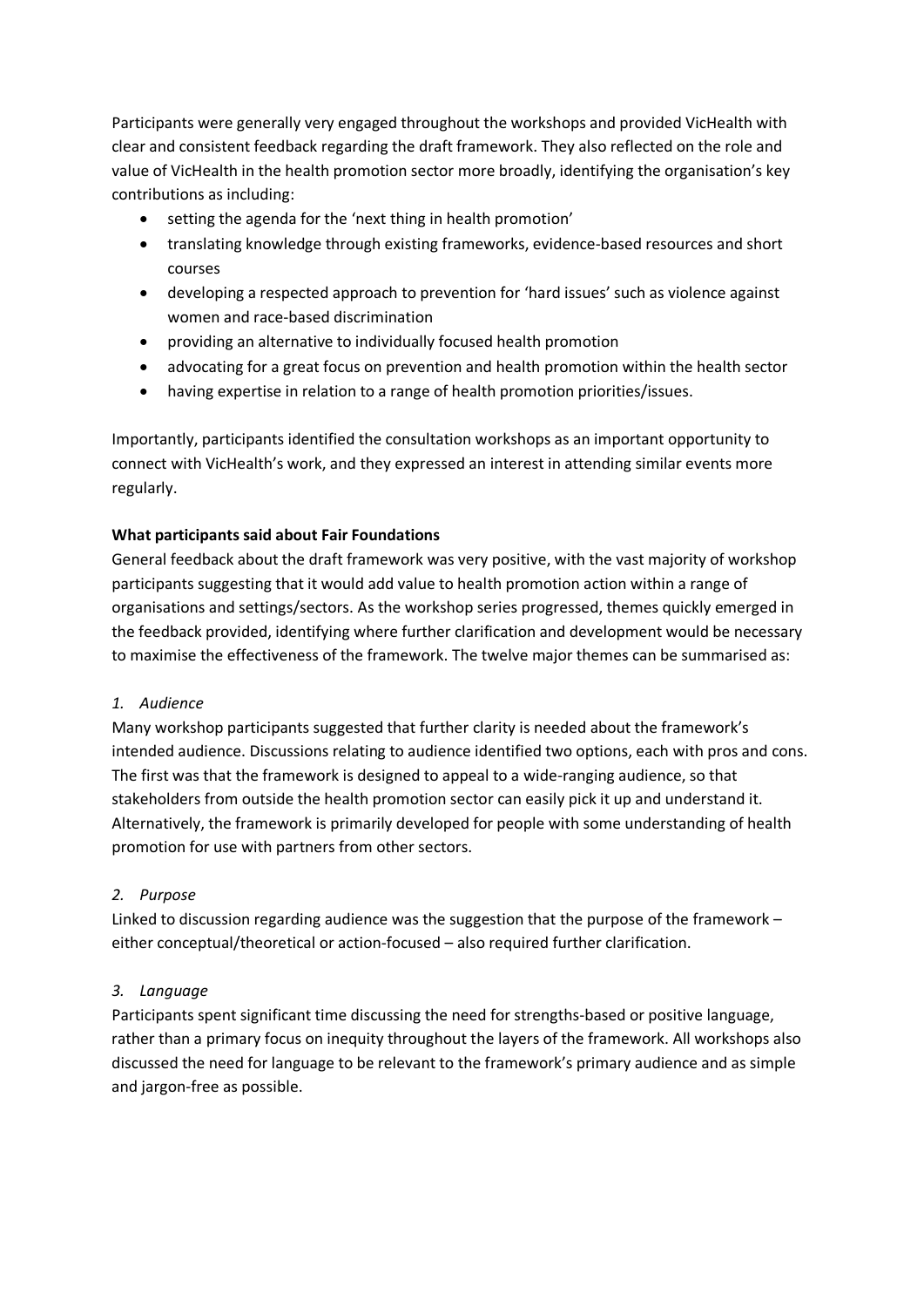Participants were generally very engaged throughout the workshops and provided VicHealth with clear and consistent feedback regarding the draft framework. They also reflected on the role and value of VicHealth in the health promotion sector more broadly, identifying the organisation's key contributions as including:

- setting the agenda for the 'next thing in health promotion'
- translating knowledge through existing frameworks, evidence-based resources and short courses
- developing a respected approach to prevention for 'hard issues' such as violence against women and race-based discrimination
- providing an alternative to individually focused health promotion
- advocating for a great focus on prevention and health promotion within the health sector
- having expertise in relation to a range of health promotion priorities/issues.

Importantly, participants identified the consultation workshops as an important opportunity to connect with VicHealth's work, and they expressed an interest in attending similar events more regularly.

**What participants said about Fair Foundations**

General feedback about the draft framework was very positive, with the vast majority of workshop participants suggesting that it would add value to health promotion action within a range of organisations and settings/sectors. As the workshop series progressed, themes quickly emerged in the feedback provided, identifying where further clarification and development would be necessary to maximise the effectiveness of the framework. The twelve major themes can be summarised as:

*1. Audience*

Many workshop participants suggested that further clarity is needed about the framework's intended audience. Discussions relating to audience identified two options, each with pros and cons. The first was that the framework is designed to appeal to a wide-ranging audience, so that stakeholders from outside the health promotion sector can easily pick it up and understand it. Alternatively, the framework is primarily developed for people with some understanding of health promotion for use with partners from other sectors.

*2. Purpose*

Linked to discussion regarding audience was the suggestion that the purpose of the framework – either conceptual/theoretical or action-focused – also required further clarification.

*3. Language*

Participants spent significant time discussing the need for strengths-based or positive language, rather than a primary focus on inequity throughout the layers of the framework. All workshops also discussed the need for language to be relevant to the framework's primary audience and as simple and jargon-free as possible.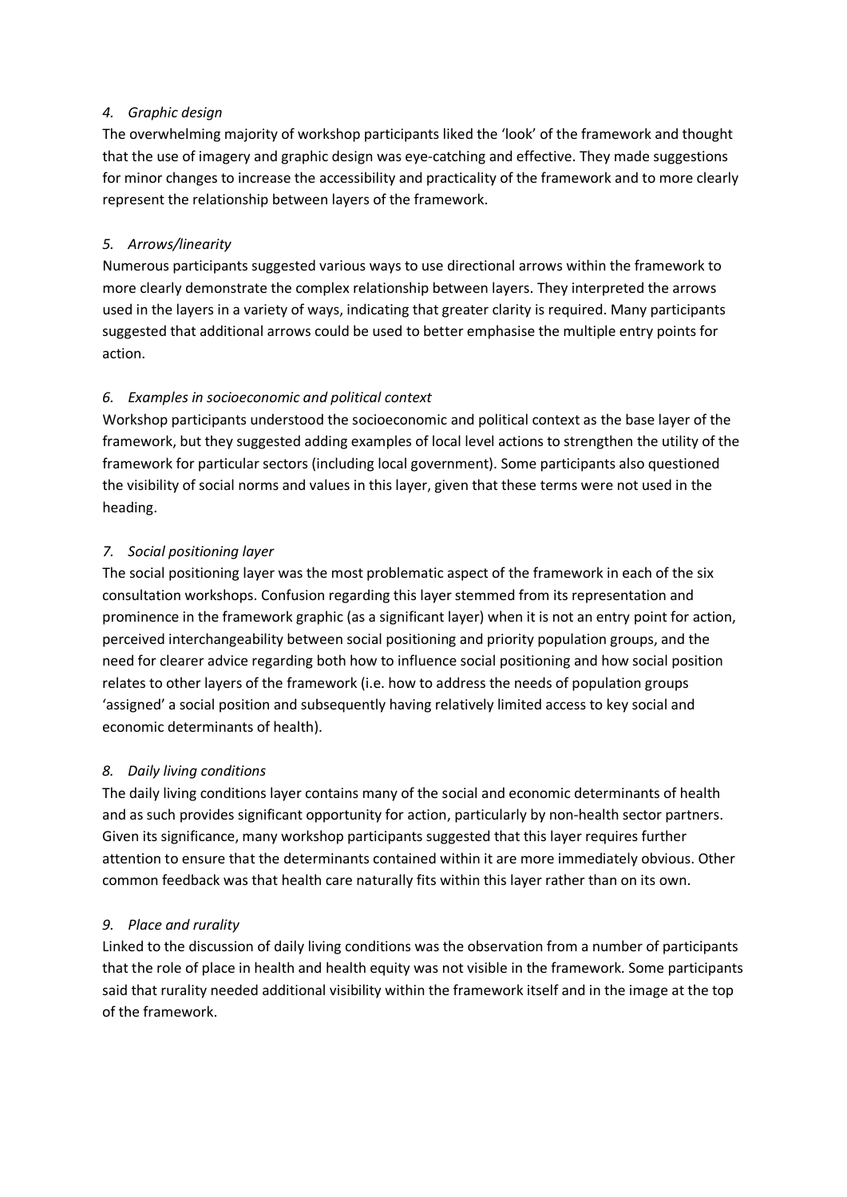*4. Graphic design*

The overwhelming majority of workshop participants liked the 'look' of the framework and thought that the use of imagery and graphic design was eye-catching and effective. They made suggestions for minor changes to increase the accessibility and practicality of the framework and to more clearly represent the relationship between layers of the framework.

*5. Arrows/linearity*

Numerous participants suggested various ways to use directional arrows within the framework to more clearly demonstrate the complex relationship between layers. They interpreted the arrows used in the layers in a variety of ways, indicating that greater clarity is required. Many participants suggested that additional arrows could be used to better emphasise the multiple entry points for action.

*6. Examples in socioeconomic and political context*

Workshop participants understood the socioeconomic and political context as the base layer of the framework, but they suggested adding examples of local level actions to strengthen the utility of the framework for particular sectors (including local government). Some participants also questioned the visibility of social norms and values in this layer, given that these terms were not used in the heading.

*7. Social positioning layer*

The social positioning layer was the most problematic aspect of the framework in each of the six consultation workshops. Confusion regarding this layer stemmed from its representation and prominence in the framework graphic (as a significant layer) when it is not an entry point for action, perceived interchangeability between social positioning and priority population groups, and the need for clearer advice regarding both how to influence social positioning and how social position relates to other layers of the framework (i.e. how to address the needs of population groups 'assigned' a social position and subsequently having relatively limited access to key social and economic determinants of health).

*8. Daily living conditions*

The daily living conditions layer contains many of the social and economic determinants of health and as such provides significant opportunity for action, particularly by non-health sector partners. Given its significance, many workshop participants suggested that this layer requires further attention to ensure that the determinants contained within it are more immediately obvious. Other common feedback was that health care naturally fits within this layer rather than on its own.

*9. Place and rurality*

Linked to the discussion of daily living conditions was the observation from a number of participants that the role of place in health and health equity was not visible in the framework. Some participants said that rurality needed additional visibility within the framework itself and in the image at the top of the framework.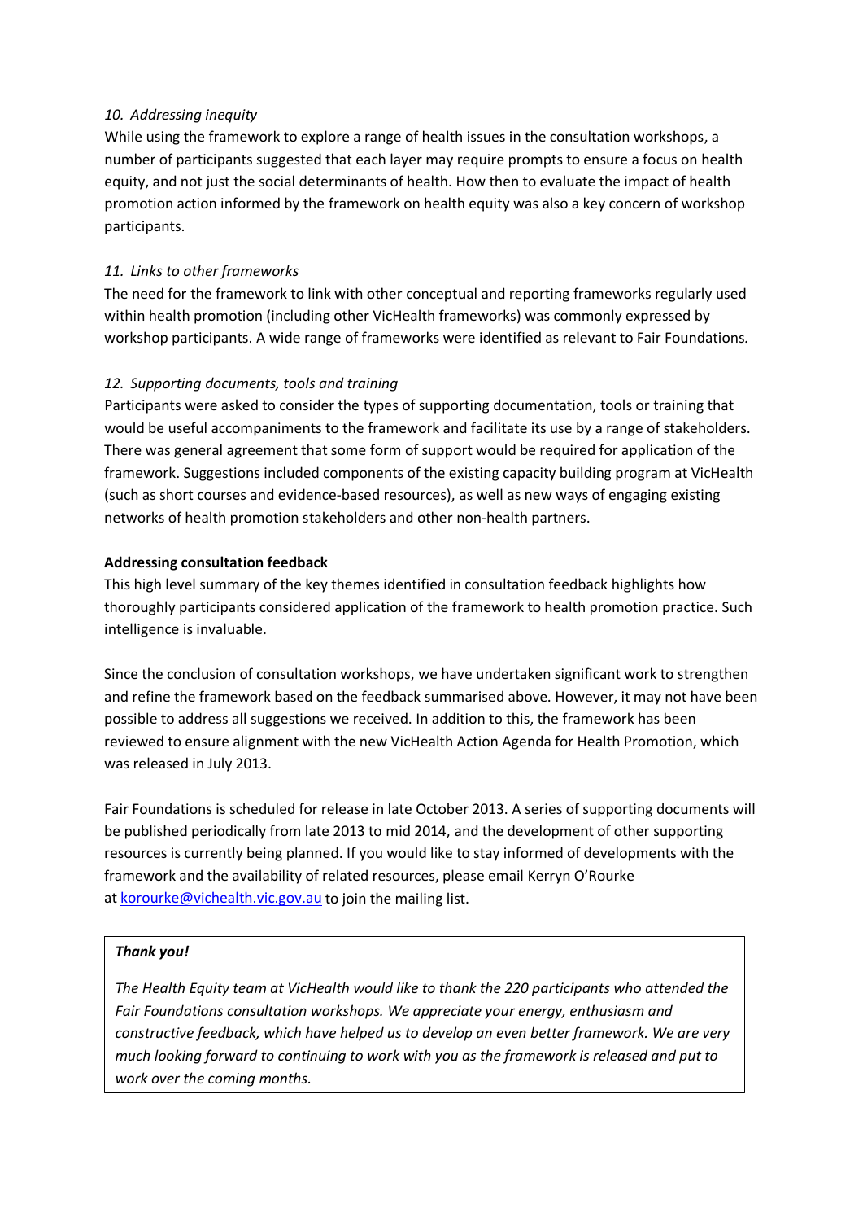*10. Addressing inequity*

While using the framework to explore a range of health issues in the consultation workshops, a number of participants suggested that each layer may require prompts to ensure a focus on health equity, and not just the social determinants of health. How then to evaluate the impact of health promotion action informed by the framework on health equity was also a key concern of workshop participants.

*11. Links to other frameworks*

The need for the framework to link with other conceptual and reporting frameworks regularly used within health promotion (including other VicHealth frameworks) was commonly expressed by workshop participants. A wide range of frameworks were identified as relevant to Fair Foundations*.*

*12. Supporting documents, tools and training*

Participants were asked to consider the types of supporting documentation, tools or training that would be useful accompaniments to the framework and facilitate its use by a range of stakeholders. There was general agreement that some form of support would be required for application of the framework. Suggestions included components of the existing capacity building program at VicHealth (such as short courses and evidence-based resources), as well as new ways of engaging existing networks of health promotion stakeholders and other non-health partners.

**Addressing consultation feedback**

This high level summary of the key themes identified in consultation feedback highlights how thoroughly participants considered application of the framework to health promotion practice. Such intelligence is invaluable.

Since the conclusion of consultation workshops, we have undertaken significant work to strengthen and refine the framework based on the feedback summarised above. However, it may not have been possible to address all suggestions we received. In addition to this, the framework has been reviewed to ensure alignment with the new VicHealth Action Agenda for Health Promotion, which was released in July 2013.

Fair Foundations is scheduled for release in late October 2013. A series of supporting documents will be published periodically from late 2013 to mid 2014, and the development of other supporting resources is currently being planned. If you would like to stay informed of developments with the framework and the availability of related resources, please email Kerryn O'Rourke at korourke@vichealth.vic.gov.au to join the mailing list.

***Thank you!***

*The Health Equity team at VicHealth would like to thank the 220 participants who attended the Fair Foundations consultation workshops. We appreciate your energy, enthusiasm and constructive feedback, which have helped us to develop an even better framework. We are very much looking forward to continuing to work with you as the framework is released and put to work over the coming months.*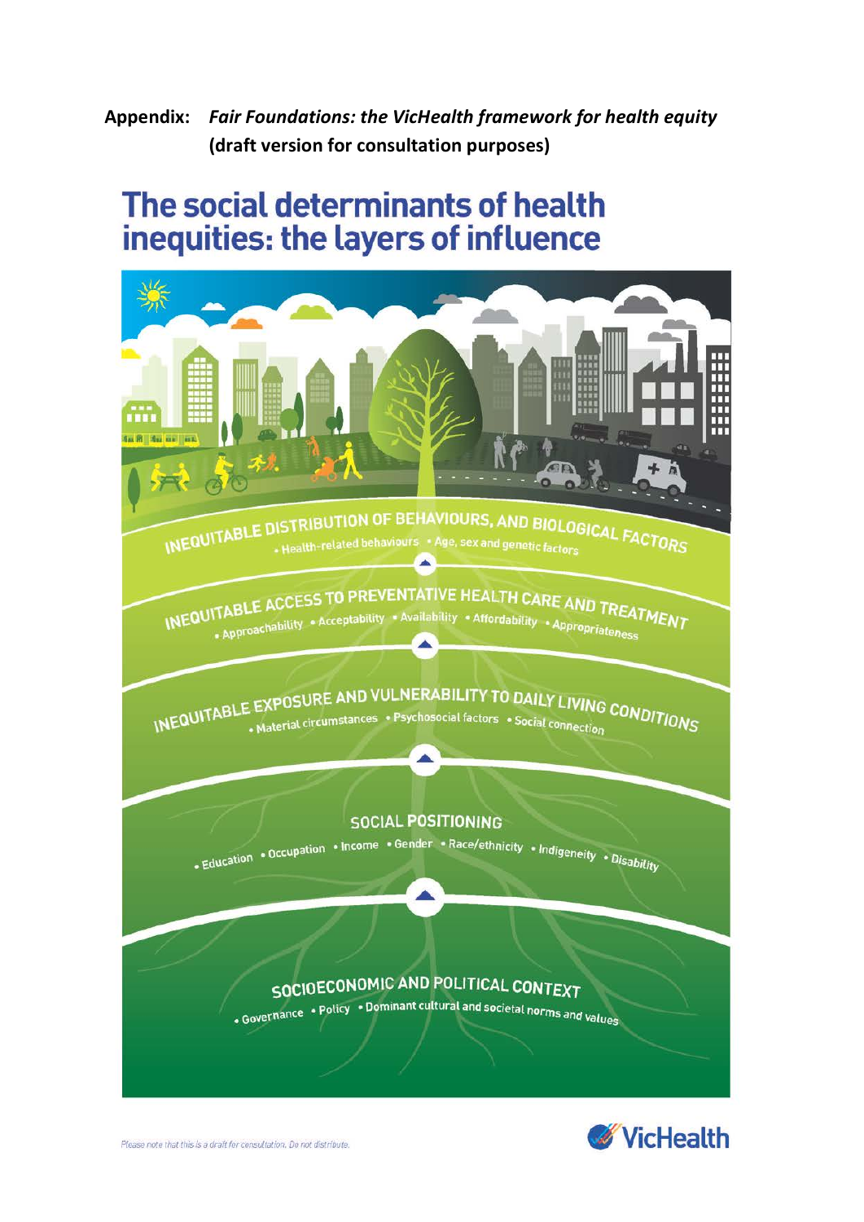**Appendix:** ***Fair Foundations: the VicHealth framework for health equity*** **(draft version for consultation purposes)**

# The social determinants of health inequities: the layers of influence

INEQUITABLE DISTRIBUTION OF BEHAVIOURS, AND BIOLOGICAL FACTORS

• Health-related behaviours • Age, sex and genetic factors

INEQUITABLE ACCESS TO PREVENTATIVE HEALTH CARE AND TREATMENT

• Approachability • Acceptability • Availability • Affordability • Appropriateness

INEQUITABLE EXPOSURE AND VULNERABILITY TO DAILY LIVING CONDITIONS

• Material circumstances • Psychosocial factors • Social connection

SOCIAL POSITIONING

• Education • Occupation • Income • Gender • Race/ethnicity • Indigeneity • Disability

SOCIOECONOMIC AND POLITICAL CONTEXT

• Governance • Policy • Dominant cultural and societal norms and values

Please note that this is a draft for consultation. Do not distribute.

VicHealth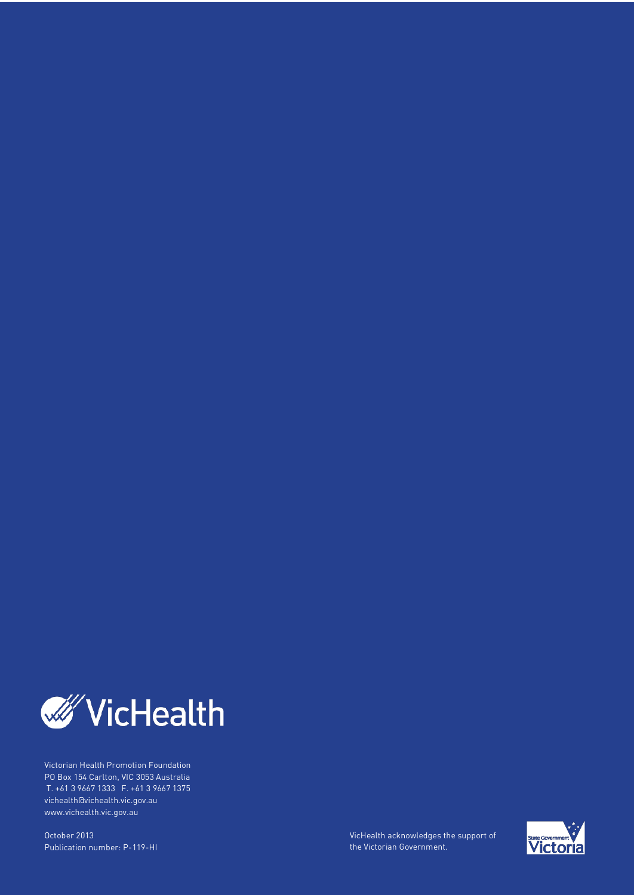VicHealth

Victorian Health Promotion Foundation
PO Box 154 Carlton, VIC 3053 Australia
T. +61 3 9667 1333 F. +61 3 9667 1375
vichealth@vichealth.vic.gov.au
www.vichealth.vic.gov.au

October 2013
Publication number: P-119-HI

VicHealth acknowledges the support of the Victorian Government.

State Government Victoria